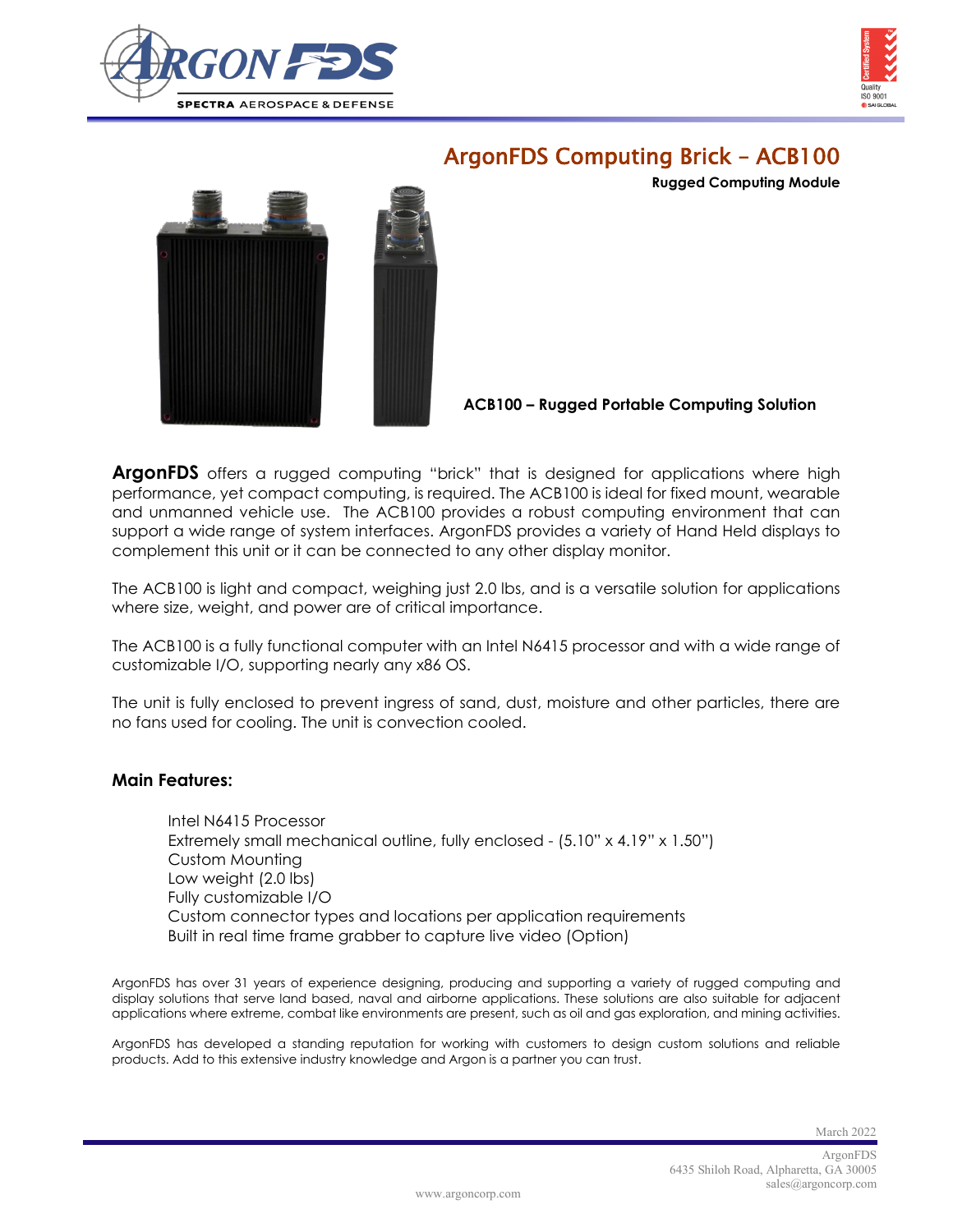# ArgonFDS Computing Brick – ACB100

**Rugged Computing Module**

**ACB100 – Rugged Portable Computing Solution**

**ArgonFDS** offers a rugged computing "brick" that is designed for applications where high performance, yet compact computing, is required. The ACB100 is ideal for fixed mount, wearable and unmanned vehicle use. The ACB100 provides a robust computing environment that can support a wide range of system interfaces. ArgonFDS provides a variety of Hand Held displays to complement this unit or it can be connected to any other display monitor.

The ACB100 is light and compact, weighing just 2.0 lbs, and is a versatile solution for applications where size, weight, and power are of critical importance.

The ACB100 is a fully functional computer with an Intel N6415 processor and with a wide range of customizable I/O, supporting nearly any x86 OS.

The unit is fully enclosed to prevent ingress of sand, dust, moisture and other particles, there are no fans used for cooling. The unit is convection cooled.

## Main Features:

- Intel N6415 Processor
- Extremely small mechanical outline, fully enclosed - (5.10" x 4.19" x 1.50")
- Custom Mounting
- Low weight (2.0 lbs)
- Fully customizable I/O
- Custom connector types and locations per application requirements
- Built in real time frame grabber to capture live video (Option)

ArgonFDS has over 31 years of experience designing, producing and supporting a variety of rugged computing and display solutions that serve land based, naval and airborne applications. These solutions are also suitable for adjacent applications where extreme, combat like environments are present, such as oil and gas exploration, and mining activities.

ArgonFDS has developed a standing reputation for working with customers to design custom solutions and reliable products. Add to this extensive industry knowledge and Argon is a partner you can trust.

March 2022

ArgonFDS
6435 Shiloh Road, Alpharetta, GA 30005
sales@argoncorp.com

www.argoncorp.com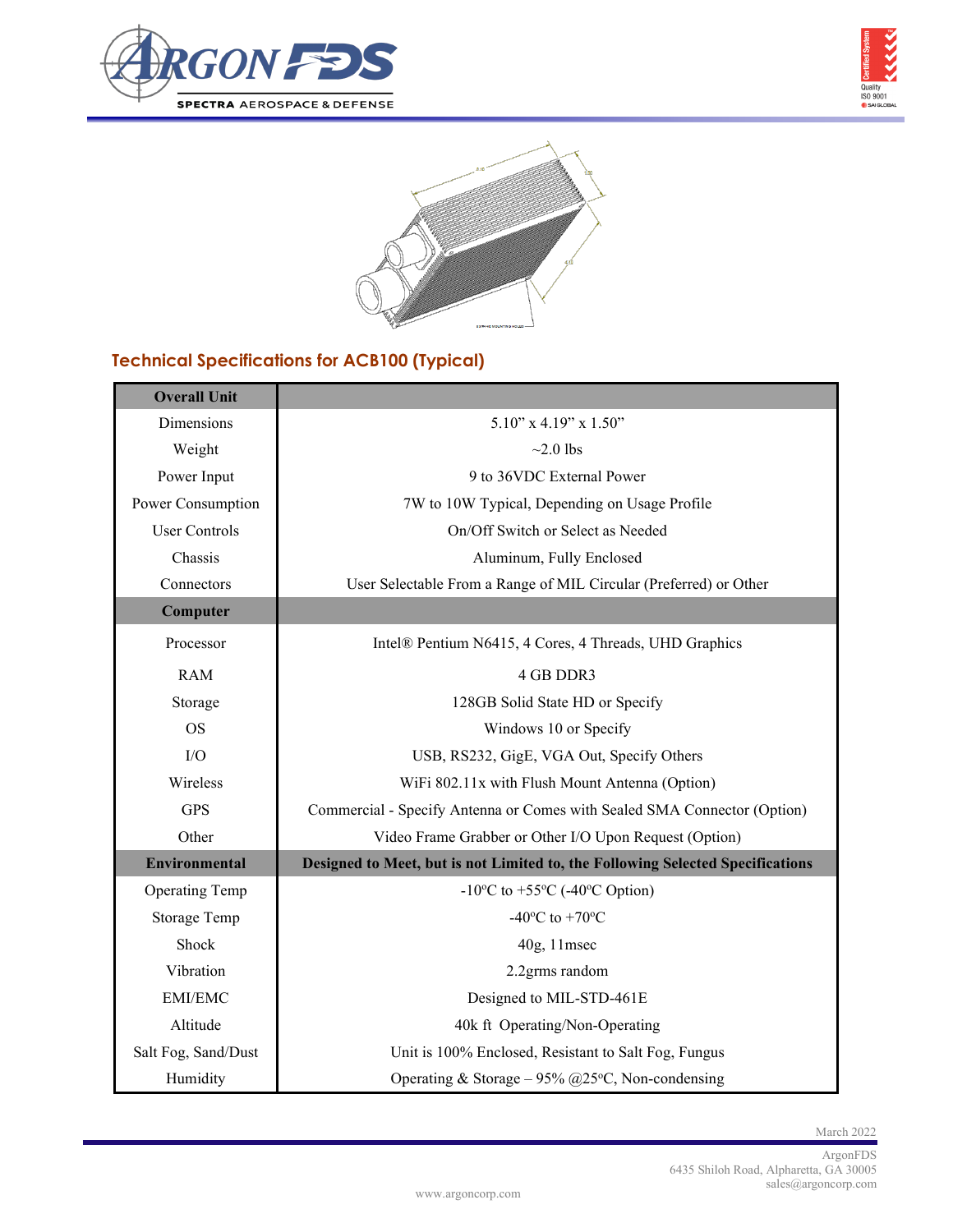## Technical Specifications for ACB100 (Typical)

| **Overall Unit** | |
|---|---|
| Dimensions | 5.10” x 4.19” x 1.50” |
| Weight | ~2.0 lbs |
| Power Input | 9 to 36VDC External Power |
| Power Consumption | 7W to 10W Typical, Depending on Usage Profile |
| User Controls | On/Off Switch or Select as Needed |
| Chassis | Aluminum, Fully Enclosed |
| Connectors | User Selectable From a Range of MIL Circular (Preferred) or Other |
| **Computer** | |
| Processor | Intel® Pentium N6415, 4 Cores, 4 Threads, UHD Graphics |
| RAM | 4 GB DDR3 |
| Storage | 128GB Solid State HD or Specify |
| OS | Windows 10 or Specify |
| I/O | USB, RS232, GigE, VGA Out, Specify Others |
| Wireless | WiFi 802.11x with Flush Mount Antenna (Option) |
| GPS | Commercial - Specify Antenna or Comes with Sealed SMA Connector (Option) |
| Other | Video Frame Grabber or Other I/O Upon Request (Option) |
| **Environmental** | **Designed to Meet, but is not Limited to, the Following Selected Specifications** |
| Operating Temp | -10ºC to +55ºC (-40ºC Option) |
| Storage Temp | -40ºC to +70ºC |
| Shock | 40g, 11msec |
| Vibration | 2.2grms random |
| EMI/EMC | Designed to MIL-STD-461E |
| Altitude | 40k ft Operating/Non-Operating |
| Salt Fog, Sand/Dust | Unit is 100% Enclosed, Resistant to Salt Fog, Fungus |
| Humidity | Operating & Storage – 95% @25ºC, Non-condensing |

March 2022

ArgonFDS
6435 Shiloh Road, Alpharetta, GA 30005
sales@argoncorp.com

www.argoncorp.com